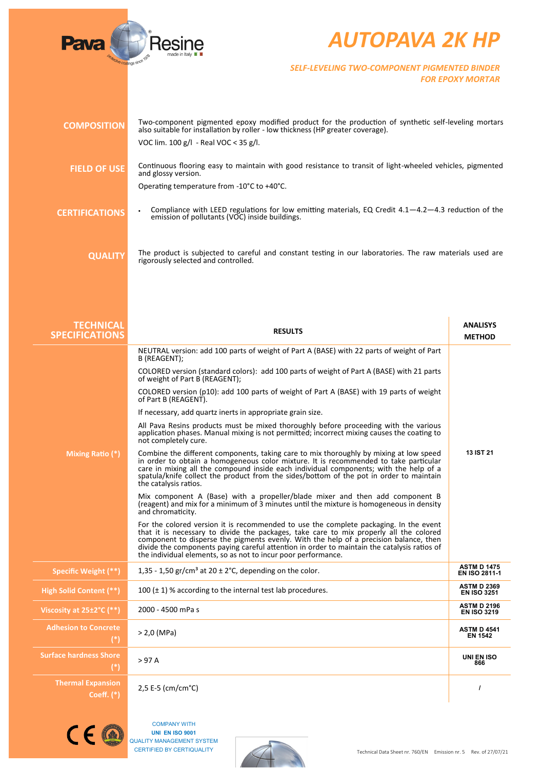# AUTOPAVA 2K HP

*SELF-LEVELING TWO-COMPONENT PIGMENTED BINDER FOR EPOXY MORTAR*

**COMPOSITION**

Two-component pigmented epoxy modified product for the production of synthetic self-leveling mortars also suitable for installation by roller - low thickness (HP greater coverage).

VOC lim. 100 g/l - Real VOC < 35 g/l.

**FIELD OF USE**

Continuous flooring easy to maintain with good resistance to transit of light-wheeled vehicles, pigmented and glossy version.

Operating temperature from -10°C to +40°C.

**CERTIFICATIONS**

- Compliance with LEED regulations for low emitting materials, EQ Credit 4.1—4.2—4.3 reduction of the emission of pollutants (VOC) inside buildings.

**QUALITY**

The product is subjected to careful and constant testing in our laboratories. The raw materials used are rigorously selected and controlled.

| TECHNICAL SPECIFICATIONS | RESULTS | ANALISYS METHOD |
|---|---|---|
| Mixing Ratio (*) | NEUTRAL version: add 100 parts of weight of Part A (BASE) with 22 parts of weight of Part B (REAGENT);<br><br>COLORED version (standard colors): add 100 parts of weight of Part A (BASE) with 21 parts of weight of Part B (REAGENT);<br><br>COLORED version (p10): add 100 parts of weight of Part A (BASE) with 19 parts of weight of Part B (REAGENT).<br><br>If necessary, add quartz inerts in appropriate grain size.<br><br>All Pava Resins products must be mixed thoroughly before proceeding with the various application phases. Manual mixing is not permitted; incorrect mixing causes the coating to not completely cure.<br><br>Combine the different components, taking care to mix thoroughly by mixing at low speed in order to obtain a homogeneous color mixture. It is recommended to take particular care in mixing all the compound inside each individual components; with the help of a spatula/knife collect the product from the sides/bottom of the pot in order to maintain the catalysis ratios.<br><br>Mix component A (Base) with a propeller/blade mixer and then add component B (reagent) and mix for a minimum of 3 minutes until the mixture is homogeneous in density and chromaticity.<br><br>For the colored version it is recommended to use the complete packaging. In the event that it is necessary to divide the packages, take care to mix properly all the colored component to disperse the pigments evenly. With the help of a precision balance, then divide the components paying careful attention in order to maintain the catalysis ratios of the individual elements, so as not to incur poor performance. | 13 IST 21 |
| Specific Weight (**) | 1,35 - 1,50 gr/cm³ at 20 ± 2°C, depending on the color. | ASTM D 1475<br>EN ISO 2811-1 |
| High Solid Content (**) | 100 (± 1) % according to the internal test lab procedures. | ASTM D 2369<br>EN ISO 3251 |
| Viscosity at 25±2°C (**) | 2000 - 4500 mPa s | ASTM D 2196<br>EN ISO 3219 |
| Adhesion to Concrete (*) | > 2,0 (MPa) | ASTM D 4541<br>EN 1542 |
| Surface hardness Shore (*) | > 97 A | UNI EN ISO 866 |
| Thermal Expansion Coeff. (*) | 2,5 E-5 (cm/cm°C) | / |

COMPANY WITH UNI EN ISO 9001 QUALITY MANAGEMENT SYSTEM CERTIFIED BY CERTIQUALITY

Technical Data Sheet nr. 760/EN Emission nr. 5 Rev. of 27/07/21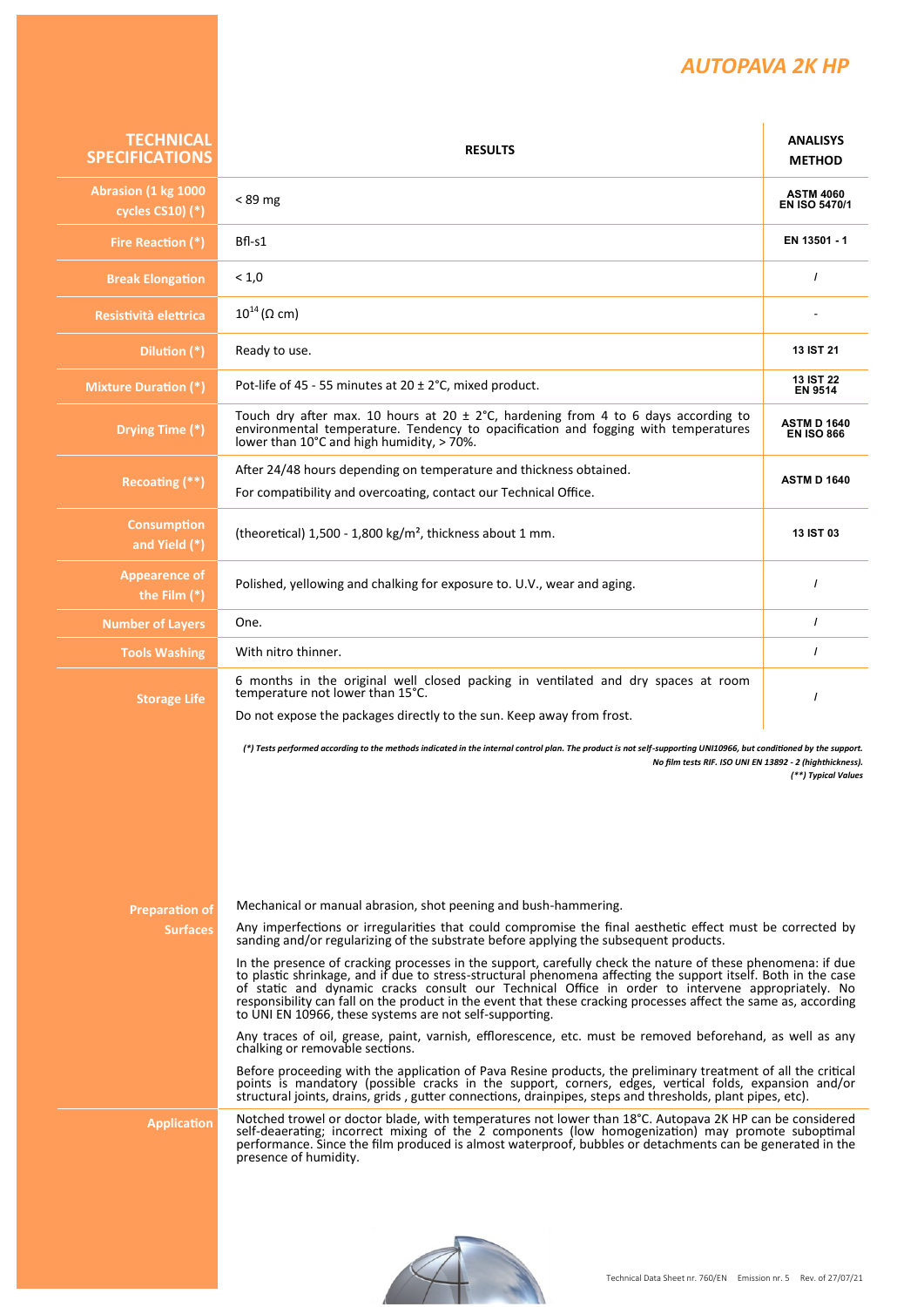# AUTOPAVA 2K HP

| TECHNICAL SPECIFICATIONS | RESULTS | ANALISYS METHOD |
|---|---|---|
| Abrasion (1 kg 1000 cycles CS10) (*) | < 89 mg | ASTM 4060 EN ISO 5470/1 |
| Fire Reaction (*) | Bfl-s1 | EN 13501 - 1 |
| Break Elongation | < 1,0 | / |
| Resistività elettrica | $10^{14}$ (Ω cm) | - |
| Dilution (*) | Ready to use. | 13 IST 21 |
| Mixture Duration (*) | Pot-life of 45 - 55 minutes at 20 ± 2°C, mixed product. | 13 IST 22 EN 9514 |
| Drying Time (*) | Touch dry after max. 10 hours at 20 ± 2°C, hardening from 4 to 6 days according to environmental temperature. Tendency to opacification and fogging with temperatures lower than 10°C and high humidity, > 70%. | ASTM D 1640 EN ISO 866 |
| Recoating (**) | After 24/48 hours depending on temperature and thickness obtained. For compatibility and overcoating, contact our Technical Office. | ASTM D 1640 |
| Consumption and Yield (*) | (theoretical) 1,500 - 1,800 kg/m², thickness about 1 mm. | 13 IST 03 |
| Appearence of the Film (*) | Polished, yellowing and chalking for exposure to. U.V., wear and aging. | / |
| Number of Layers | One. | / |
| Tools Washing | With nitro thinner. | / |
| Storage Life | 6 months in the original well closed packing in ventilated and dry spaces at room temperature not lower than 15°C. Do not expose the packages directly to the sun. Keep away from frost. | / |

*(*) Tests performed according to the methods indicated in the internal control plan. The product is not self-supporting UNI10966, but conditioned by the support.*
*No film tests RIF. ISO UNI EN 13892 - 2 (highthickness).*
*(**) Typical Values*

## Preparation of Surfaces

Mechanical or manual abrasion, shot peening and bush-hammering.

Any imperfections or irregularities that could compromise the final aesthetic effect must be corrected by sanding and/or regularizing of the substrate before applying the subsequent products.

In the presence of cracking processes in the support, carefully check the nature of these phenomena: if due to plastic shrinkage, and if due to stress-structural phenomena affecting the support itself. Both in the case of static and dynamic cracks consult our Technical Office in order to intervene appropriately. No responsibility can fall on the product in the event that these cracking processes affect the same as, according to UNI EN 10966, these systems are not self-supporting.

Any traces of oil, grease, paint, varnish, efflorescence, etc. must be removed beforehand, as well as any chalking or removable sections.

Before proceeding with the application of Pava Resine products, the preliminary treatment of all the critical points is mandatory (possible cracks in the support, corners, edges, vertical folds, expansion and/or structural joints, drains, grids , gutter connections, drainpipes, steps and thresholds, plant pipes, etc).

## Application

Notched trowel or doctor blade, with temperatures not lower than 18°C. Autopava 2K HP can be considered self-deaerating; incorrect mixing of the 2 components (low homogenization) may promote suboptimal performance. Since the film produced is almost waterproof, bubbles or detachments can be generated in the presence of humidity.

Technical Data Sheet nr. 760/EN Emission nr. 5 Rev. of 27/07/21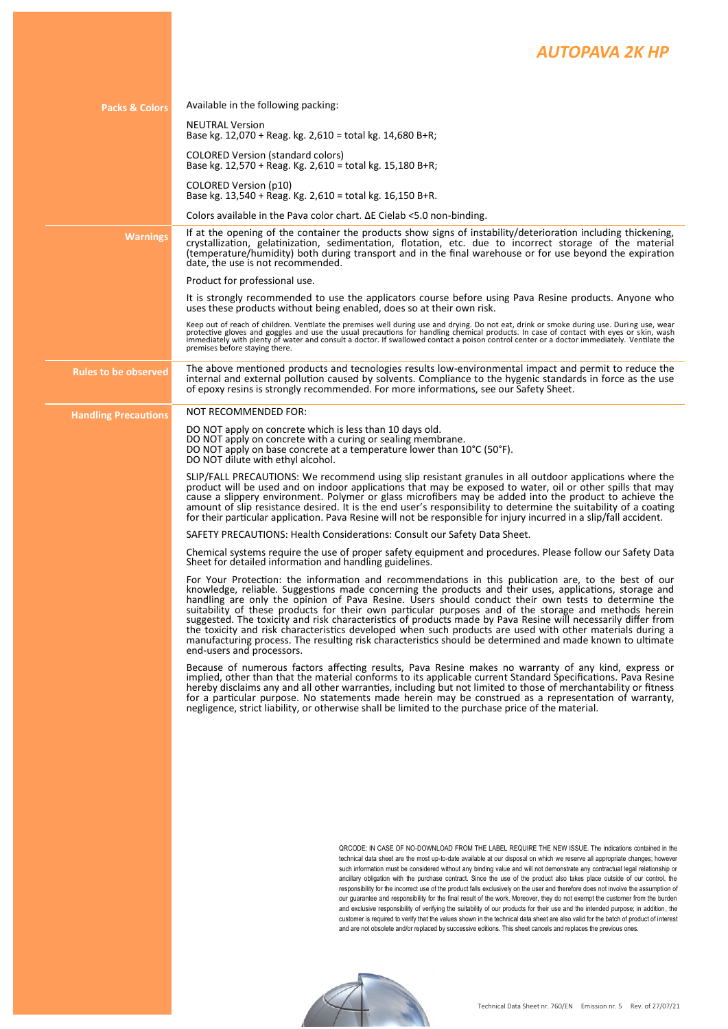# AUTOPAVA 2K HP

## Packs & Colors

Available in the following packing:

NEUTRAL Version
Base kg. 12,070 + Reag. kg. 2,610 = total kg. 14,680 B+R;

COLORED Version (standard colors)
Base kg. 12,570 + Reag. Kg. 2,610 = total kg. 15,180 B+R;

COLORED Version (p10)
Base kg. 13,540 + Reag. Kg. 2,610 = total kg. 16,150 B+R.

Colors available in the Pava color chart. ΔE Cielab <5.0 non-binding.

## Warnings

If at the opening of the container the products show signs of instability/deterioration including thickening, crystallization, gelatinization, sedimentation, flotation, etc. due to incorrect storage of the material (temperature/humidity) both during transport and in the final warehouse or for use beyond the expiration date, the use is not recommended.

Product for professional use.

It is strongly recommended to use the applicators course before using Pava Resine products. Anyone who uses these products without being enabled, does so at their own risk.

Keep out of reach of children. Ventilate the premises well during use and drying. Do not eat, drink or smoke during use. During use, wear protective gloves and goggles and use the usual precautions for handling chemical products. In case of contact with eyes or skin, wash immediately with plenty of water and consult a doctor. If swallowed contact a poison control center or a doctor immediately. Ventilate the premises before staying there.

## Rules to be observed

The above mentioned products and tecnologies results low-environmental impact and permit to reduce the internal and external pollution caused by solvents. Compliance to the hygenic standards in force as the use of epoxy resins is strongly recommended. For more informations, see our Safety Sheet.

## Handling Precautions

NOT RECOMMENDED FOR:

DO NOT apply on concrete which is less than 10 days old.
DO NOT apply on concrete with a curing or sealing membrane.
DO NOT apply on base concrete at a temperature lower than 10°C (50°F).
DO NOT dilute with ethyl alcohol.

SLIP/FALL PRECAUTIONS: We recommend using slip resistant granules in all outdoor applications where the product will be used and on indoor applications that may be exposed to water, oil or other spills that may cause a slippery environment. Polymer or glass microfibers may be added into the product to achieve the amount of slip resistance desired. It is the end user's responsibility to determine the suitability of a coating for their particular application. Pava Resine will not be responsible for injury incurred in a slip/fall accident.

SAFETY PRECAUTIONS: Health Considerations: Consult our Safety Data Sheet.

Chemical systems require the use of proper safety equipment and procedures. Please follow our Safety Data Sheet for detailed information and handling guidelines.

For Your Protection: the information and recommendations in this publication are, to the best of our knowledge, reliable. Suggestions made concerning the products and their uses, applications, storage and handling are only the opinion of Pava Resine. Users should conduct their own tests to determine the suitability of these products for their own particular purposes and of the storage and methods herein suggested. The toxicity and risk characteristics of products made by Pava Resine will necessarily differ from the toxicity and risk characteristics developed when such products are used with other materials during a manufacturing process. The resulting risk characteristics should be determined and made known to ultimate end-users and processors.

Because of numerous factors affecting results, Pava Resine makes no warranty of any kind, express or implied, other than that the material conforms to its applicable current Standard Specifications. Pava Resine hereby disclaims any and all other warranties, including but not limited to those of merchantability or fitness for a particular purpose. No statements made herein may be construed as a representation of warranty, negligence, strict liability, or otherwise shall be limited to the purchase price of the material.

QRCODE: IN CASE OF NO-DOWNLOAD FROM THE LABEL REQUIRE THE NEW ISSUE. The indications contained in the technical data sheet are the most up-to-date available at our disposal on which we reserve all appropriate changes; however such information must be considered without any binding value and will not demonstrate any contractual legal relationship or ancillary obligation with the purchase contract. Since the use of the product also takes place outside of our control, the responsibility for the incorrect use of the product falls exclusively on the user and therefore does not involve the assumption of our guarantee and responsibility for the final result of the work. Moreover, they do not exempt the customer from the burden and exclusive responsibility of verifying the suitability of our products for their use and the intended purpose; in addition, the customer is required to verify that the values shown in the technical data sheet are also valid for the batch of product of interest and are not obsolete and/or replaced by successive editions. This sheet cancels and replaces the previous ones.

Technical Data Sheet nr. 760/EN Emission nr. 5 Rev. of 27/07/21